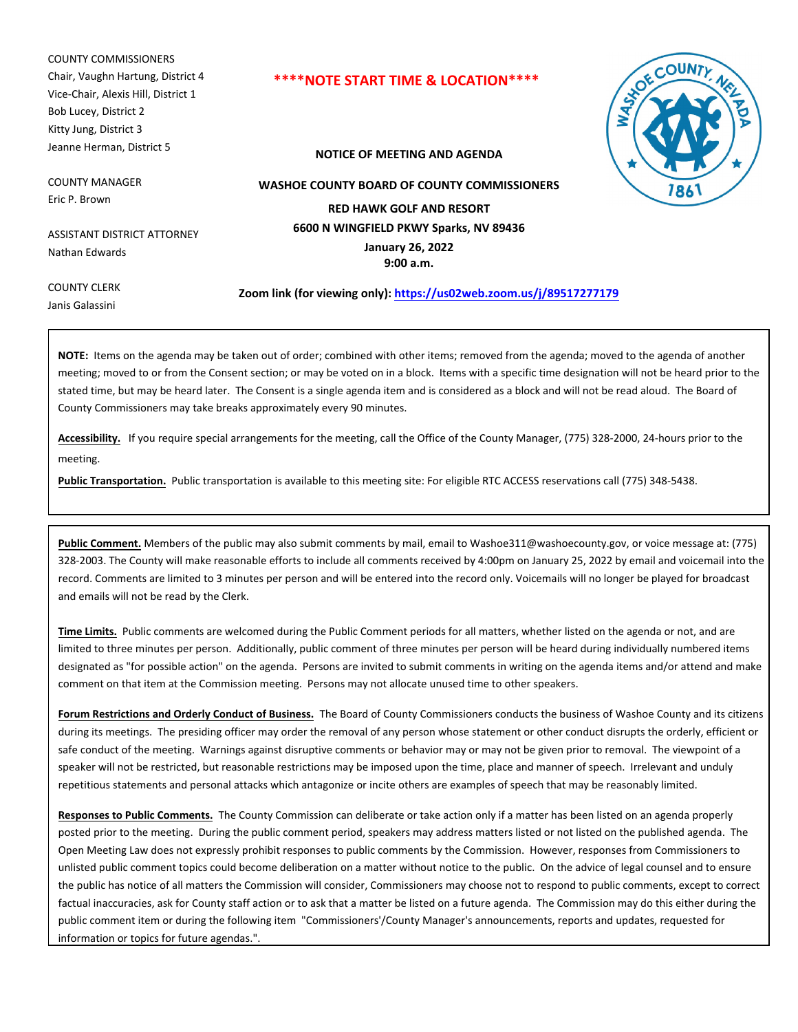COUNTY COMMISSIONERS
Chair, Vaughn Hartung, District 4
Vice-Chair, Alexis Hill, District 1
Bob Lucey, District 2
Kitty Jung, District 3
Jeanne Herman, District 5

COUNTY MANAGER
Eric P. Brown

ASSISTANT DISTRICT ATTORNEY
Nathan Edwards

COUNTY CLERK
Janis Galassini

**\*\*\*\*NOTE START TIME & LOCATION\*\*\*\***

**NOTICE OF MEETING AND AGENDA**

**WASHOE COUNTY BOARD OF COUNTY COMMISSIONERS**

**RED HAWK GOLF AND RESORT**
**6600 N WINGFIELD PKWY Sparks, NV 89436**
**January 26, 2022**
**9:00 a.m.**

**Zoom link (for viewing only): https://us02web.zoom.us/j/89517277179**

**NOTE:** Items on the agenda may be taken out of order; combined with other items; removed from the agenda; moved to the agenda of another meeting; moved to or from the Consent section; or may be voted on in a block. Items with a specific time designation will not be heard prior to the stated time, but may be heard later. The Consent is a single agenda item and is considered as a block and will not be read aloud. The Board of County Commissioners may take breaks approximately every 90 minutes.

**Accessibility.** If you require special arrangements for the meeting, call the Office of the County Manager, (775) 328-2000, 24-hours prior to the meeting.

**Public Transportation.** Public transportation is available to this meeting site: For eligible RTC ACCESS reservations call (775) 348-5438.

**Public Comment.** Members of the public may also submit comments by mail, email to Washoe311@washoecounty.gov, or voice message at: (775) 328-2003. The County will make reasonable efforts to include all comments received by 4:00pm on January 25, 2022 by email and voicemail into the record. Comments are limited to 3 minutes per person and will be entered into the record only. Voicemails will no longer be played for broadcast and emails will not be read by the Clerk.

**Time Limits.** Public comments are welcomed during the Public Comment periods for all matters, whether listed on the agenda or not, and are limited to three minutes per person. Additionally, public comment of three minutes per person will be heard during individually numbered items designated as "for possible action" on the agenda. Persons are invited to submit comments in writing on the agenda items and/or attend and make comment on that item at the Commission meeting. Persons may not allocate unused time to other speakers.

**Forum Restrictions and Orderly Conduct of Business.** The Board of County Commissioners conducts the business of Washoe County and its citizens during its meetings. The presiding officer may order the removal of any person whose statement or other conduct disrupts the orderly, efficient or safe conduct of the meeting. Warnings against disruptive comments or behavior may or may not be given prior to removal. The viewpoint of a speaker will not be restricted, but reasonable restrictions may be imposed upon the time, place and manner of speech. Irrelevant and unduly repetitious statements and personal attacks which antagonize or incite others are examples of speech that may be reasonably limited.

**Responses to Public Comments.** The County Commission can deliberate or take action only if a matter has been listed on an agenda properly posted prior to the meeting. During the public comment period, speakers may address matters listed or not listed on the published agenda. The Open Meeting Law does not expressly prohibit responses to public comments by the Commission. However, responses from Commissioners to unlisted public comment topics could become deliberation on a matter without notice to the public. On the advice of legal counsel and to ensure the public has notice of all matters the Commission will consider, Commissioners may choose not to respond to public comments, except to correct factual inaccuracies, ask for County staff action or to ask that a matter be listed on a future agenda. The Commission may do this either during the public comment item or during the following item "Commissioners'/County Manager's announcements, reports and updates, requested for information or topics for future agendas.".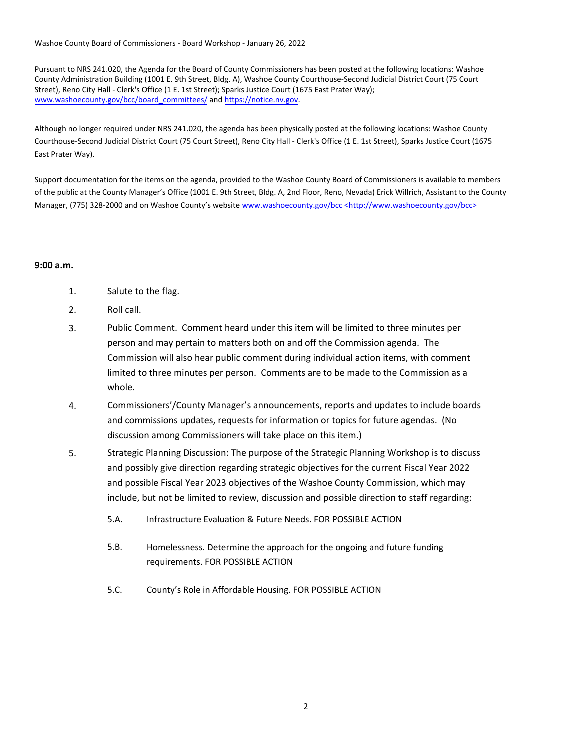Washoe County Board of Commissioners - Board Workshop - January 26, 2022

Pursuant to NRS 241.020, the Agenda for the Board of County Commissioners has been posted at the following locations: Washoe County Administration Building (1001 E. 9th Street, Bldg. A), Washoe County Courthouse-Second Judicial District Court (75 Court Street), Reno City Hall - Clerk's Office (1 E. 1st Street); Sparks Justice Court (1675 East Prater Way); www.washoecounty.gov/bcc/board_committees/ and https://notice.nv.gov.

Although no longer required under NRS 241.020, the agenda has been physically posted at the following locations: Washoe County Courthouse-Second Judicial District Court (75 Court Street), Reno City Hall - Clerk's Office (1 E. 1st Street), Sparks Justice Court (1675 East Prater Way).

Support documentation for the items on the agenda, provided to the Washoe County Board of Commissioners is available to members of the public at the County Manager's Office (1001 E. 9th Street, Bldg. A, 2nd Floor, Reno, Nevada) Erick Willrich, Assistant to the County Manager, (775) 328-2000 and on Washoe County's website www.washoecounty.gov/bcc <http://www.washoecounty.gov/bcc>

**9:00 a.m.**

1. Salute to the flag.
2. Roll call.
3. Public Comment. Comment heard under this item will be limited to three minutes per person and may pertain to matters both on and off the Commission agenda. The Commission will also hear public comment during individual action items, with comment limited to three minutes per person. Comments are to be made to the Commission as a whole.
4. Commissioners'/County Manager's announcements, reports and updates to include boards and commissions updates, requests for information or topics for future agendas. (No discussion among Commissioners will take place on this item.)
5. Strategic Planning Discussion: The purpose of the Strategic Planning Workshop is to discuss and possibly give direction regarding strategic objectives for the current Fiscal Year 2022 and possible Fiscal Year 2023 objectives of the Washoe County Commission, which may include, but not be limited to review, discussion and possible direction to staff regarding:

   5.A. Infrastructure Evaluation & Future Needs. FOR POSSIBLE ACTION

   5.B. Homelessness. Determine the approach for the ongoing and future funding requirements. FOR POSSIBLE ACTION

   5.C. County's Role in Affordable Housing. FOR POSSIBLE ACTION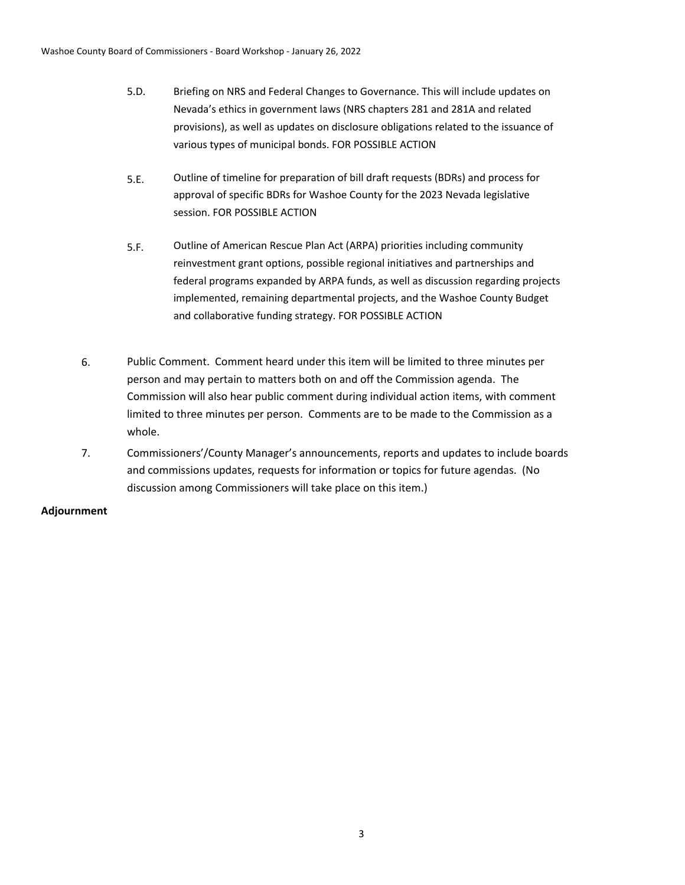5.D. Briefing on NRS and Federal Changes to Governance. This will include updates on Nevada's ethics in government laws (NRS chapters 281 and 281A and related provisions), as well as updates on disclosure obligations related to the issuance of various types of municipal bonds. FOR POSSIBLE ACTION

5.E. Outline of timeline for preparation of bill draft requests (BDRs) and process for approval of specific BDRs for Washoe County for the 2023 Nevada legislative session. FOR POSSIBLE ACTION

5.F. Outline of American Rescue Plan Act (ARPA) priorities including community reinvestment grant options, possible regional initiatives and partnerships and federal programs expanded by ARPA funds, as well as discussion regarding projects implemented, remaining departmental projects, and the Washoe County Budget and collaborative funding strategy. FOR POSSIBLE ACTION

6. Public Comment. Comment heard under this item will be limited to three minutes per person and may pertain to matters both on and off the Commission agenda. The Commission will also hear public comment during individual action items, with comment limited to three minutes per person. Comments are to be made to the Commission as a whole.

7. Commissioners'/County Manager's announcements, reports and updates to include boards and commissions updates, requests for information or topics for future agendas. (No discussion among Commissioners will take place on this item.)

**Adjournment**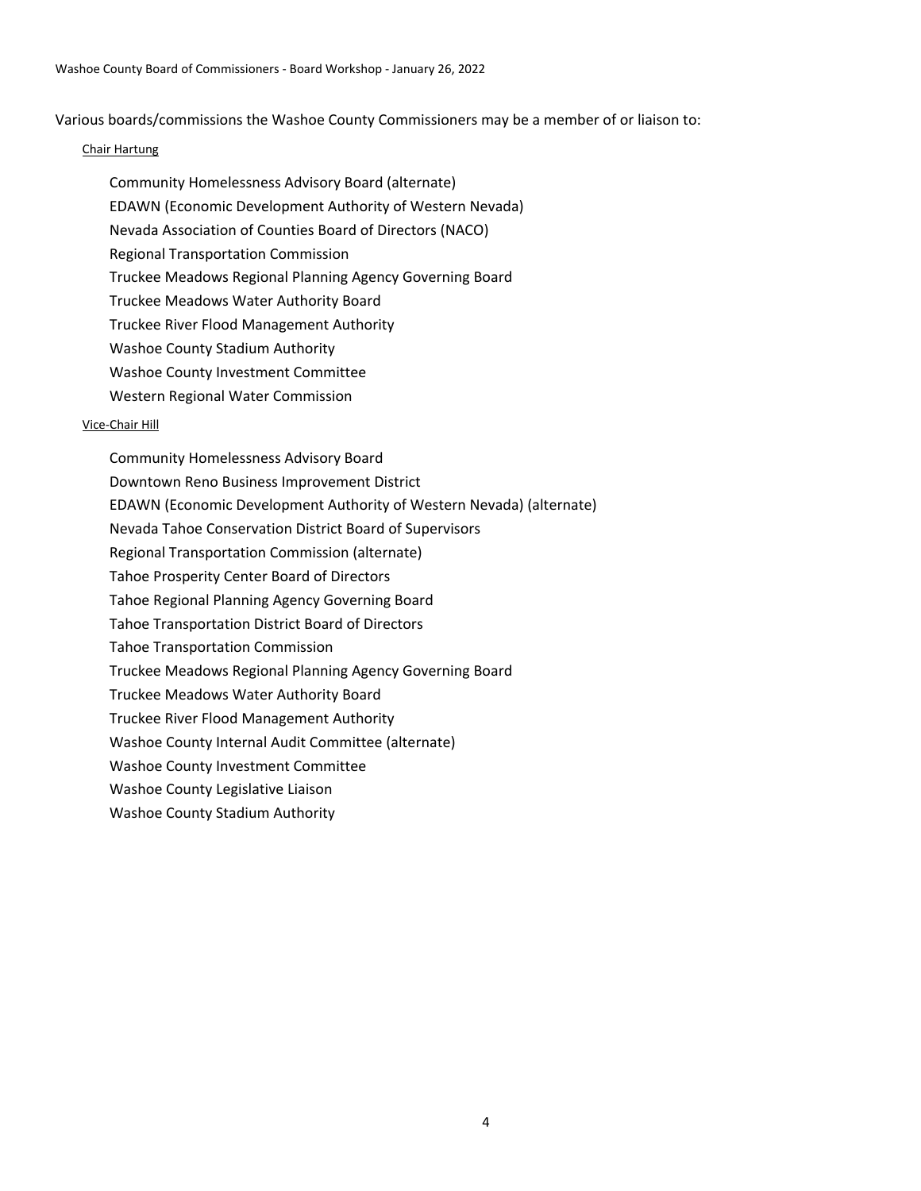Various boards/commissions the Washoe County Commissioners may be a member of or liaison to:

Chair Hartung

Community Homelessness Advisory Board (alternate)
EDAWN (Economic Development Authority of Western Nevada)
Nevada Association of Counties Board of Directors (NACO)
Regional Transportation Commission
Truckee Meadows Regional Planning Agency Governing Board
Truckee Meadows Water Authority Board
Truckee River Flood Management Authority
Washoe County Stadium Authority
Washoe County Investment Committee
Western Regional Water Commission

Vice-Chair Hill

Community Homelessness Advisory Board
Downtown Reno Business Improvement District
EDAWN (Economic Development Authority of Western Nevada) (alternate)
Nevada Tahoe Conservation District Board of Supervisors
Regional Transportation Commission (alternate)
Tahoe Prosperity Center Board of Directors
Tahoe Regional Planning Agency Governing Board
Tahoe Transportation District Board of Directors
Tahoe Transportation Commission
Truckee Meadows Regional Planning Agency Governing Board
Truckee Meadows Water Authority Board
Truckee River Flood Management Authority
Washoe County Internal Audit Committee (alternate)
Washoe County Investment Committee
Washoe County Legislative Liaison
Washoe County Stadium Authority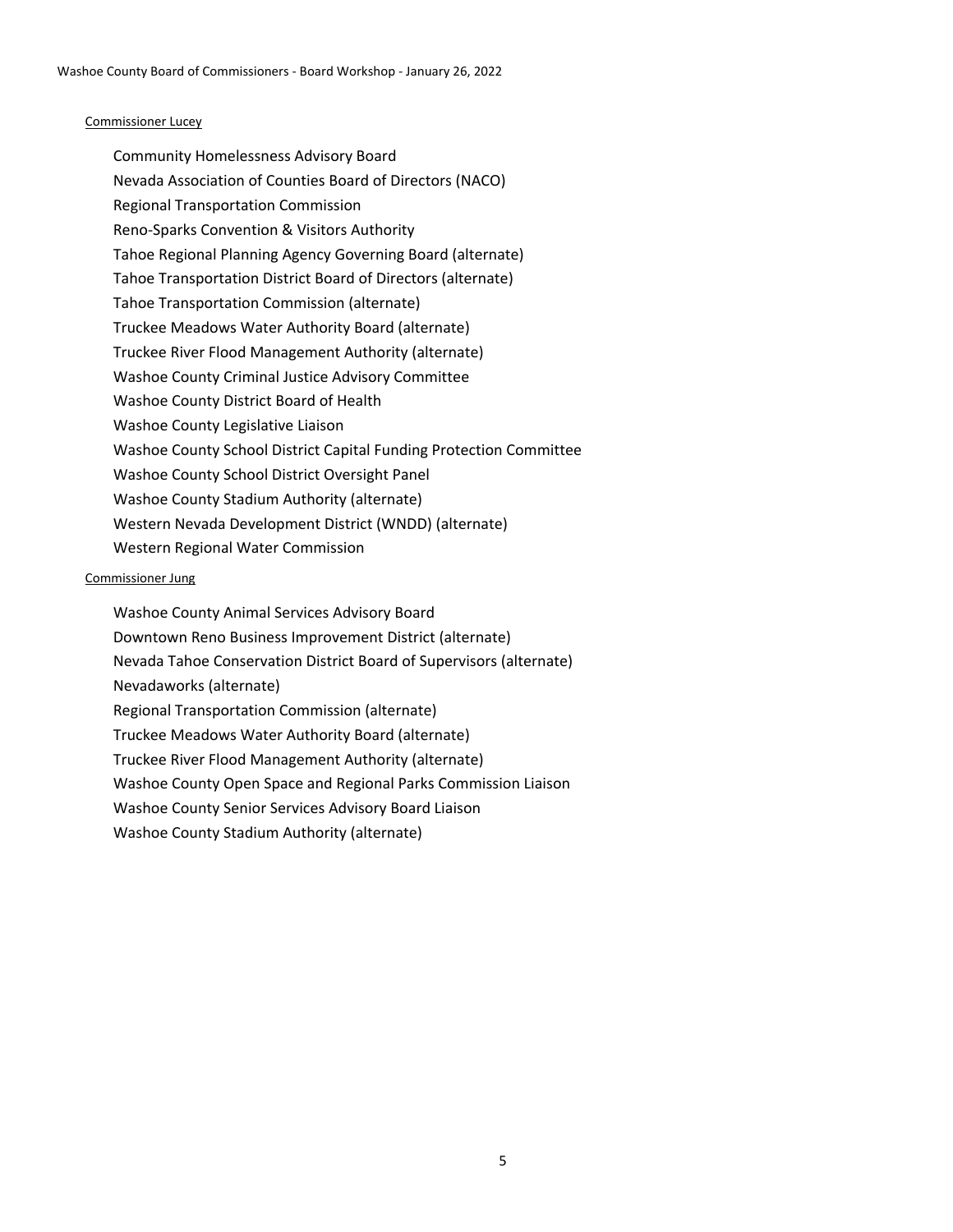<u>Commissioner Lucey</u>

- Community Homelessness Advisory Board
- Nevada Association of Counties Board of Directors (NACO)
- Regional Transportation Commission
- Reno-Sparks Convention & Visitors Authority
- Tahoe Regional Planning Agency Governing Board (alternate)
- Tahoe Transportation District Board of Directors (alternate)
- Tahoe Transportation Commission (alternate)
- Truckee Meadows Water Authority Board (alternate)
- Truckee River Flood Management Authority (alternate)
- Washoe County Criminal Justice Advisory Committee
- Washoe County District Board of Health
- Washoe County Legislative Liaison
- Washoe County School District Capital Funding Protection Committee
- Washoe County School District Oversight Panel
- Washoe County Stadium Authority (alternate)
- Western Nevada Development District (WNDD) (alternate)
- Western Regional Water Commission

<u>Commissioner Jung</u>

- Washoe County Animal Services Advisory Board
- Downtown Reno Business Improvement District (alternate)
- Nevada Tahoe Conservation District Board of Supervisors (alternate)
- Nevadaworks (alternate)
- Regional Transportation Commission (alternate)
- Truckee Meadows Water Authority Board (alternate)
- Truckee River Flood Management Authority (alternate)
- Washoe County Open Space and Regional Parks Commission Liaison
- Washoe County Senior Services Advisory Board Liaison
- Washoe County Stadium Authority (alternate)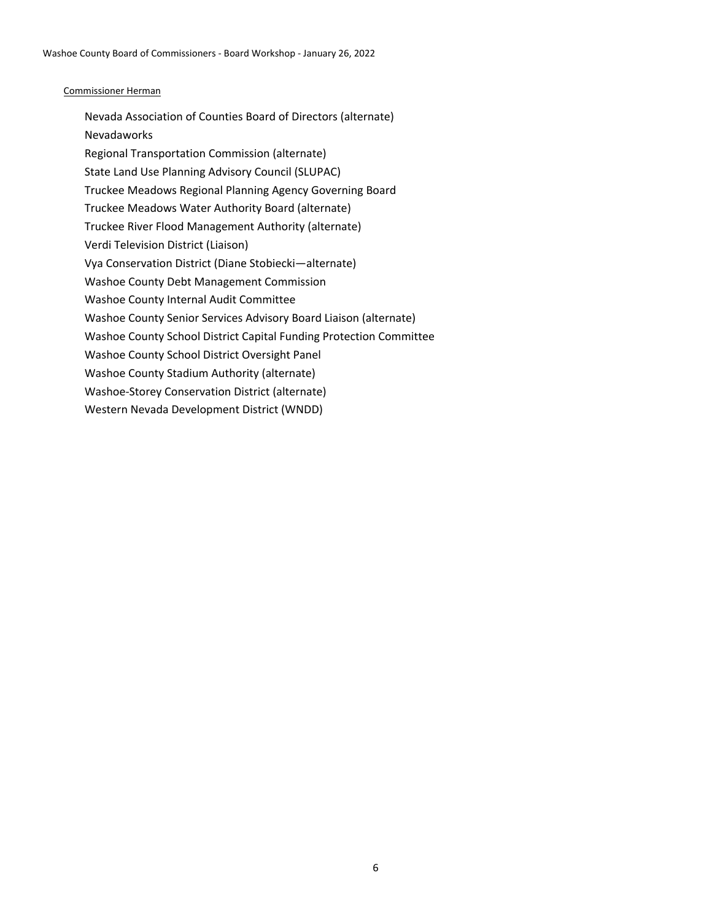Commissioner Herman

- Nevada Association of Counties Board of Directors (alternate)
- Nevadaworks
- Regional Transportation Commission (alternate)
- State Land Use Planning Advisory Council (SLUPAC)
- Truckee Meadows Regional Planning Agency Governing Board
- Truckee Meadows Water Authority Board (alternate)
- Truckee River Flood Management Authority (alternate)
- Verdi Television District (Liaison)
- Vya Conservation District (Diane Stobiecki—alternate)
- Washoe County Debt Management Commission
- Washoe County Internal Audit Committee
- Washoe County Senior Services Advisory Board Liaison (alternate)
- Washoe County School District Capital Funding Protection Committee
- Washoe County School District Oversight Panel
- Washoe County Stadium Authority (alternate)
- Washoe-Storey Conservation District (alternate)
- Western Nevada Development District (WNDD)